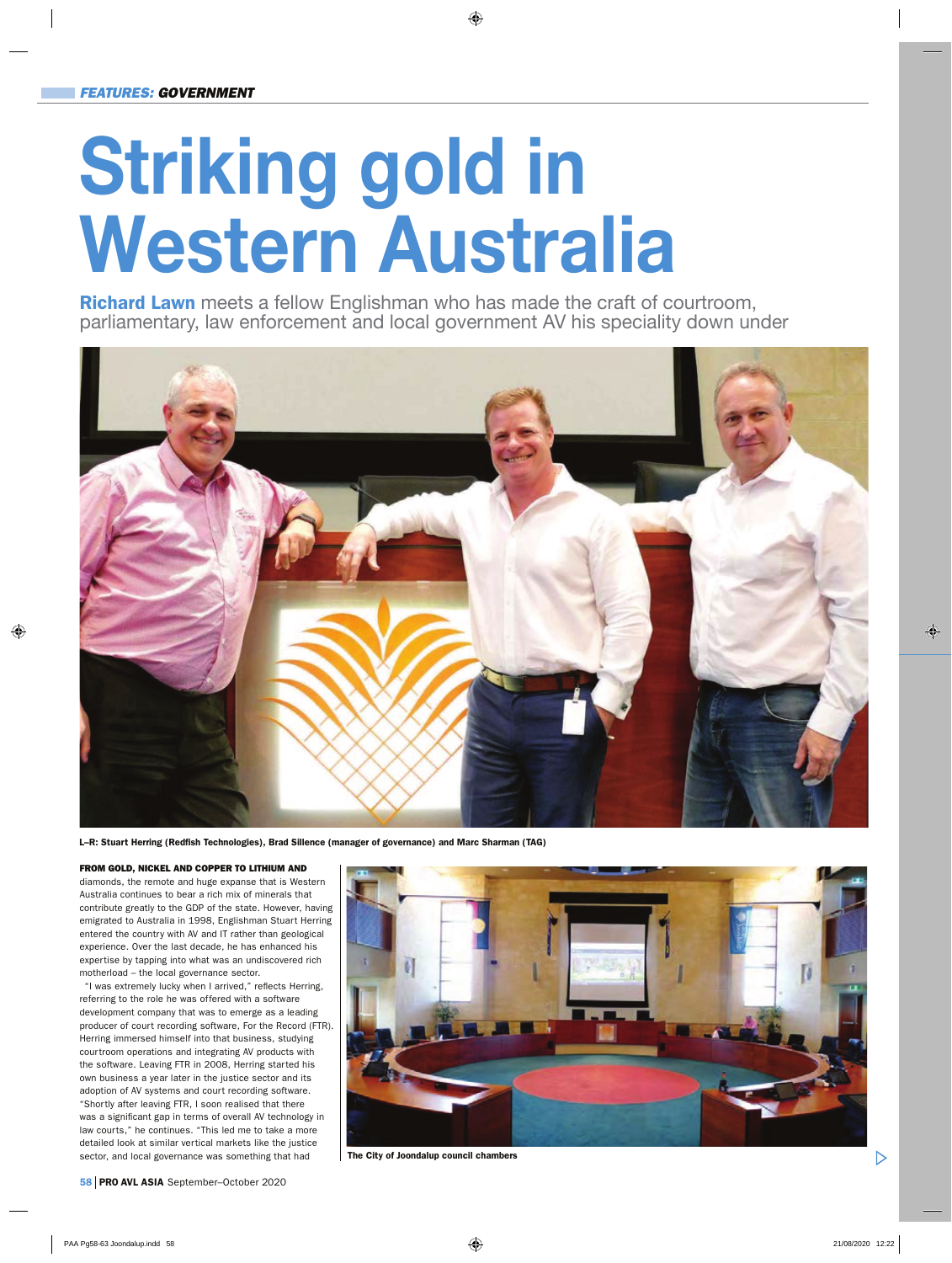*FEATURES: GOVERNMENT*

# Striking gold in Western Australia

**Richard Lawn** meets a fellow Englishman who has made the craft of courtroom, parliamentary, law enforcement and local government AV his speciality down under

L–R: Stuart Herring (Redfish Technologies), Brad Sillence (manager of governance) and Marc Sharman (TAG)

**FROM GOLD, NICKEL AND COPPER TO LITHIUM AND** diamonds, the remote and huge expanse that is Western Australia continues to bear a rich mix of minerals that contribute greatly to the GDP of the state. However, having emigrated to Australia in 1998, Englishman Stuart Herring entered the country with AV and IT rather than geological experience. Over the last decade, he has enhanced his expertise by tapping into what was an undiscovered rich motherload – the local governance sector.

"I was extremely lucky when I arrived," reflects Herring, referring to the role he was offered with a software development company that was to emerge as a leading producer of court recording software, For the Record (FTR). Herring immersed himself into that business, studying courtroom operations and integrating AV products with the software. Leaving FTR in 2008, Herring started his own business a year later in the justice sector and its adoption of AV systems and court recording software. "Shortly after leaving FTR, I soon realised that there was a significant gap in terms of overall AV technology in law courts," he continues. "This led me to take a more detailed look at similar vertical markets like the justice sector, and local governance was something that had

The City of Joondalup council chambers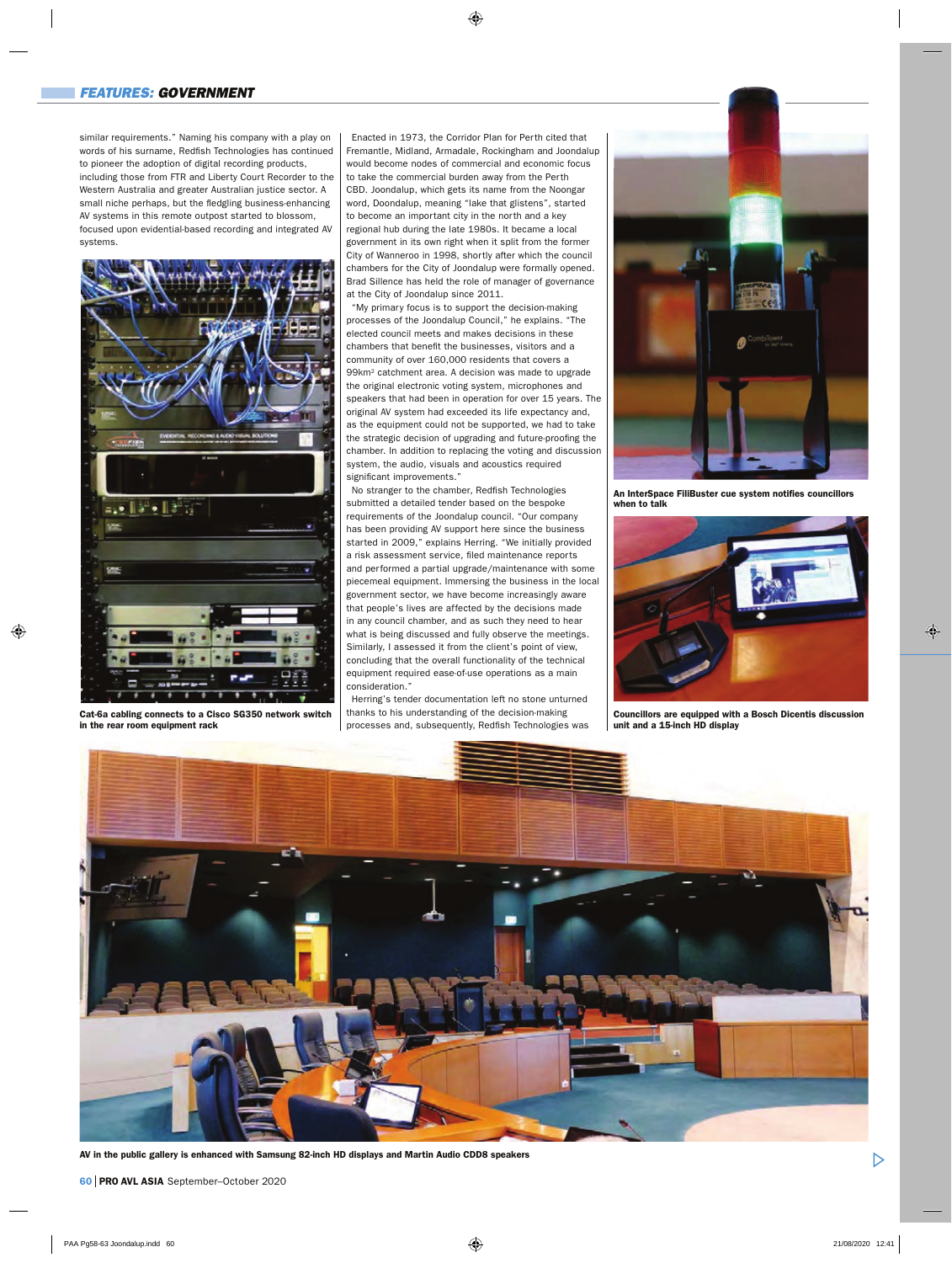similar requirements." Naming his company with a play on words of his surname, Redfish Technologies has continued to pioneer the adoption of digital recording products, including those from FTR and Liberty Court Recorder to the Western Australia and greater Australian justice sector. A small niche perhaps, but the fledgling business-enhancing AV systems in this remote outpost started to blossom, focused upon evidential-based recording and integrated AV systems.

Cat-6a cabling connects to a Cisco SG350 network switch in the rear room equipment rack

Enacted in 1973, the Corridor Plan for Perth cited that Fremantle, Midland, Armadale, Rockingham and Joondalup would become nodes of commercial and economic focus to take the commercial burden away from the Perth CBD. Joondalup, which gets its name from the Noongar word, Doondalup, meaning "lake that glistens", started to become an important city in the north and a key regional hub during the late 1980s. It became a local government in its own right when it split from the former City of Wanneroo in 1998, shortly after which the council chambers for the City of Joondalup were formally opened. Brad Sillence has held the role of manager of governance at the City of Joondalup since 2011.

"My primary focus is to support the decision-making processes of the Joondalup Council," he explains. "The elected council meets and makes decisions in these chambers that benefit the businesses, visitors and a community of over 160,000 residents that covers a 99km² catchment area. A decision was made to upgrade the original electronic voting system, microphones and speakers that had been in operation for over 15 years. The original AV system had exceeded its life expectancy and, as the equipment could not be supported, we had to take the strategic decision of upgrading and future-proofing the chamber. In addition to replacing the voting and discussion system, the audio, visuals and acoustics required significant improvements."

No stranger to the chamber, Redfish Technologies submitted a detailed tender based on the bespoke requirements of the Joondalup council. "Our company has been providing AV support here since the business started in 2009," explains Herring. "We initially provided a risk assessment service, filed maintenance reports and performed a partial upgrade/maintenance with some piecemeal equipment. Immersing the business in the local government sector, we have become increasingly aware that people's lives are affected by the decisions made in any council chamber, and as such they need to hear what is being discussed and fully observe the meetings. Similarly, I assessed it from the client's point of view, concluding that the overall functionality of the technical equipment required ease-of-use operations as a main consideration."

Herring's tender documentation left no stone unturned thanks to his understanding of the decision-making processes and, subsequently, Redfish Technologies was

An InterSpace FiliBuster cue system notifies councillors when to talk

Councillors are equipped with a Bosch Dicentis discussion unit and a 15-inch HD display

AV in the public gallery is enhanced with Samsung 82-inch HD displays and Martin Audio CDD8 speakers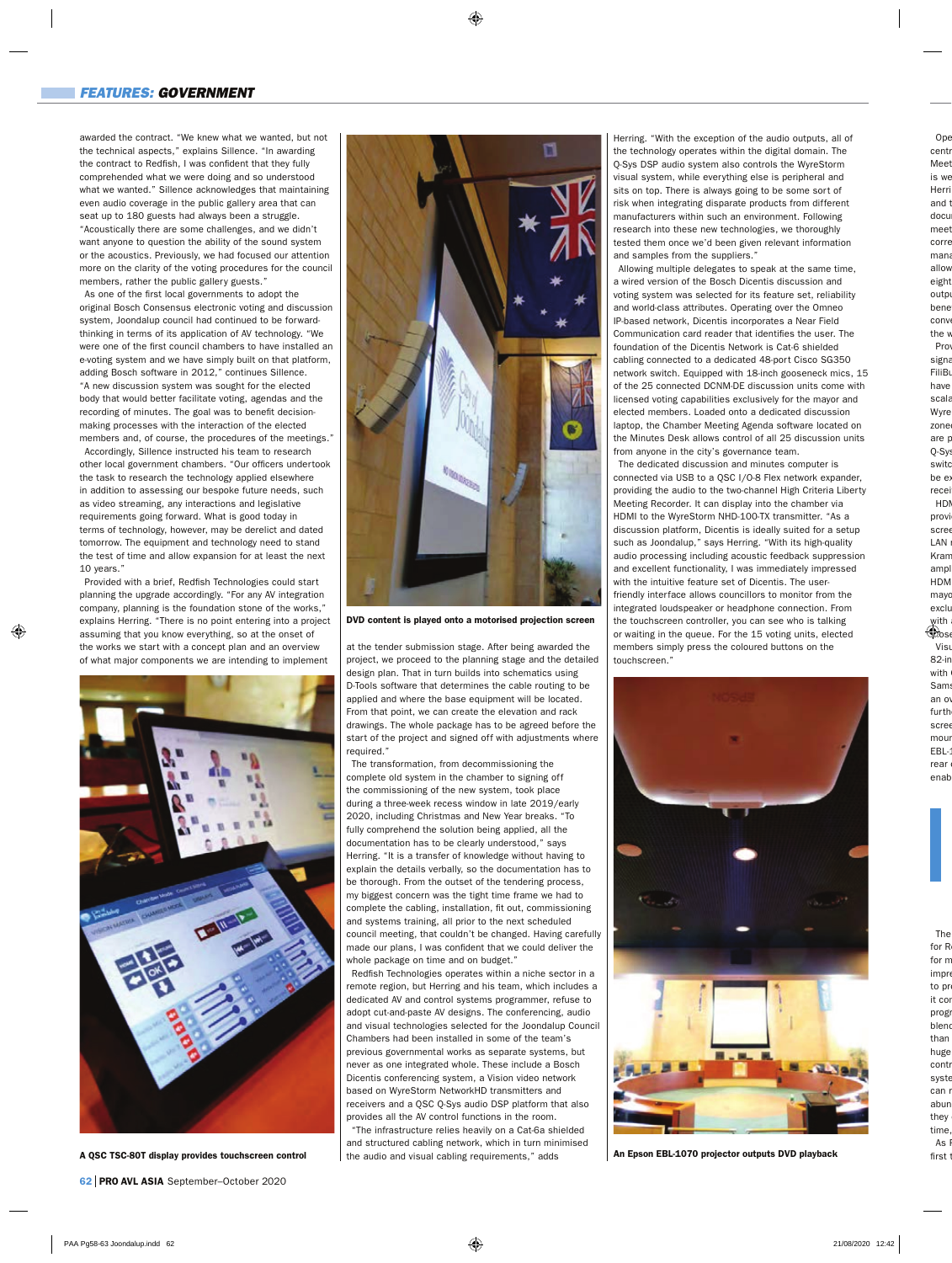awarded the contract. "We knew what we wanted, but not the technical aspects," explains Silence. "In awarding the contract to Redfish, I was confident that they fully comprehended what we were doing and so understood what we wanted." Silence acknowledges that maintaining even audio coverage in the public gallery area that can seat up to 180 guests had always been a struggle. "Acoustically there are some challenges, and we didn't want anyone to question the ability of the sound system or the acoustics. Previously, we had focused our attention more on the clarity of the voting procedures for the council members, rather the public gallery guests."

As one of the first local governments to adopt the original Bosch Consensus electronic voting and discussion system, Joondalup council had continued to be forward-thinking in terms of its application of AV technology. "We were one of the first council chambers to have installed an e-voting system and we have simply built on that platform, adding Bosch software in 2012," continues Silence. "A new discussion system was sought for the elected body that would better facilitate voting, agendas and the recording of minutes. The goal was to benefit decision-making processes with the interaction of the elected members and, of course, the procedures of the meetings."

Accordingly, Silence instructed his team to research other local government chambers. "Our officers undertook the task to research the technology applied elsewhere in addition to assessing our bespoke future needs, such as video streaming, any interactions and legislative requirements going forward. What is good today in terms of technology, however, may be derelict and dated tomorrow. The equipment and technology need to stand the test of time and allow expansion for at least the next 10 years."

Provided with a brief, Redfish Technologies could start planning the upgrade accordingly. "For any AV integration company, planning is the foundation stone of the works," explains Herring. "There is no point entering into a project assuming that you know everything, so at the onset of the works we start with a concept plan and an overview of what major components we are intending to implement at the tender submission stage. After being awarded the project, we proceed to the planning stage and the detailed design plan. That in turn builds into schematics using D-Tools software that determines the cable routing to be applied and where the base equipment will be located. From that point, we can create the elevation and rack drawings. The whole package has to be agreed before the start of the project and signed off with adjustments where required."

A QSC TSC-80T display provides touchscreen control

DVD content is played onto a motorised projection screen

The transformation, from decommissioning the complete old system in the chamber to signing off the commissioning of the new system, took place during a three-week recess window in late 2019/early 2020, including Christmas and New Year breaks. "To fully comprehend the solution being applied, all the documentation has to be clearly understood," says Herring. "It is a transfer of knowledge without having to explain the details verbally, so the documentation has to be thorough. From the outset of the tendering process, my biggest concern was the tight time frame we had to complete the cabling, installation, fit out, commissioning and systems training, all prior to the next scheduled council meeting, that couldn't be changed. Having carefully made our plans, I was confident that we could deliver the whole package on time and on budget."

Redfish Technologies operates within a niche sector in a remote region, but Herring and his team, which includes a dedicated AV and control systems programmer, refuse to adopt cut-and-paste AV designs. The conferencing, audio and visual technologies selected for the Joondalup Council Chambers had been installed in some of the team's previous governmental works as separate systems, but never as one integrated whole. These include a Bosch Dicentis conferencing system, a Vision video network based on WyreStorm NetworkHD transmitters and receivers and a QSC Q-Sys audio DSP platform that also provides all the AV control functions in the room.

"The infrastructure relies heavily on a Cat-6a shielded and structured cabling network, which in turn minimised the audio and visual cabling requirements," adds Herring. "With the exception of the audio outputs, all of the technology operates within the digital domain. The Q-Sys DSP audio system also controls the WyreStorm visual system, while everything else is peripheral and sits on top. There is always going to be some sort of risk when integrating disparate products from different manufacturers within such an environment. Following research into these new technologies, we thoroughly tested them once we'd been given relevant information and samples from the suppliers."

Allowing multiple delegates to speak at the same time, a wired version of the Bosch Dicentis discussion and voting system was selected for its feature set, reliability and world-class attributes. Operating over the Omneo IP-based network, Dicentis incorporates a Near Field Communication card reader that identifies the user. The foundation of the Dicentis Network is Cat-6 shielded cabling connected to a dedicated 48-port Cisco SG350 network switch. Equipped with 18-inch gooseneck mics, 15 of the 25 connected DCNM-DE discussion units come with licensed voting capabilities exclusively for the mayor and elected members. Loaded onto a dedicated discussion laptop, the Chamber Meeting Agenda software located on the Minutes Desk allows control of all 25 discussion units from anyone in the city's governance team.

The dedicated discussion and minutes computer is connected via USB to a QSC I/O-8 Flex network expander, providing the audio to the two-channel High Criteria Liberty Meeting Recorder. It can display into the chamber via HDMI to the WyreStorm NHD-100-TX transmitter. "As a discussion platform, Dicentis is ideally suited for a setup such as Joondalup," says Herring. "With its high-quality audio processing including acoustic feedback suppression and excellent functionality, I was immediately impressed with the intuitive feature set of Dicentis. The user-friendly interface allows councillors to monitor from the integrated loudspeaker or headphone connection. From the touchscreen controller, you can see who is talking or waiting in the queue. For the 15 voting units, elected members simply press the coloured buttons on the touchscreen."

An Epson EBL-1070 projector outputs DVD playback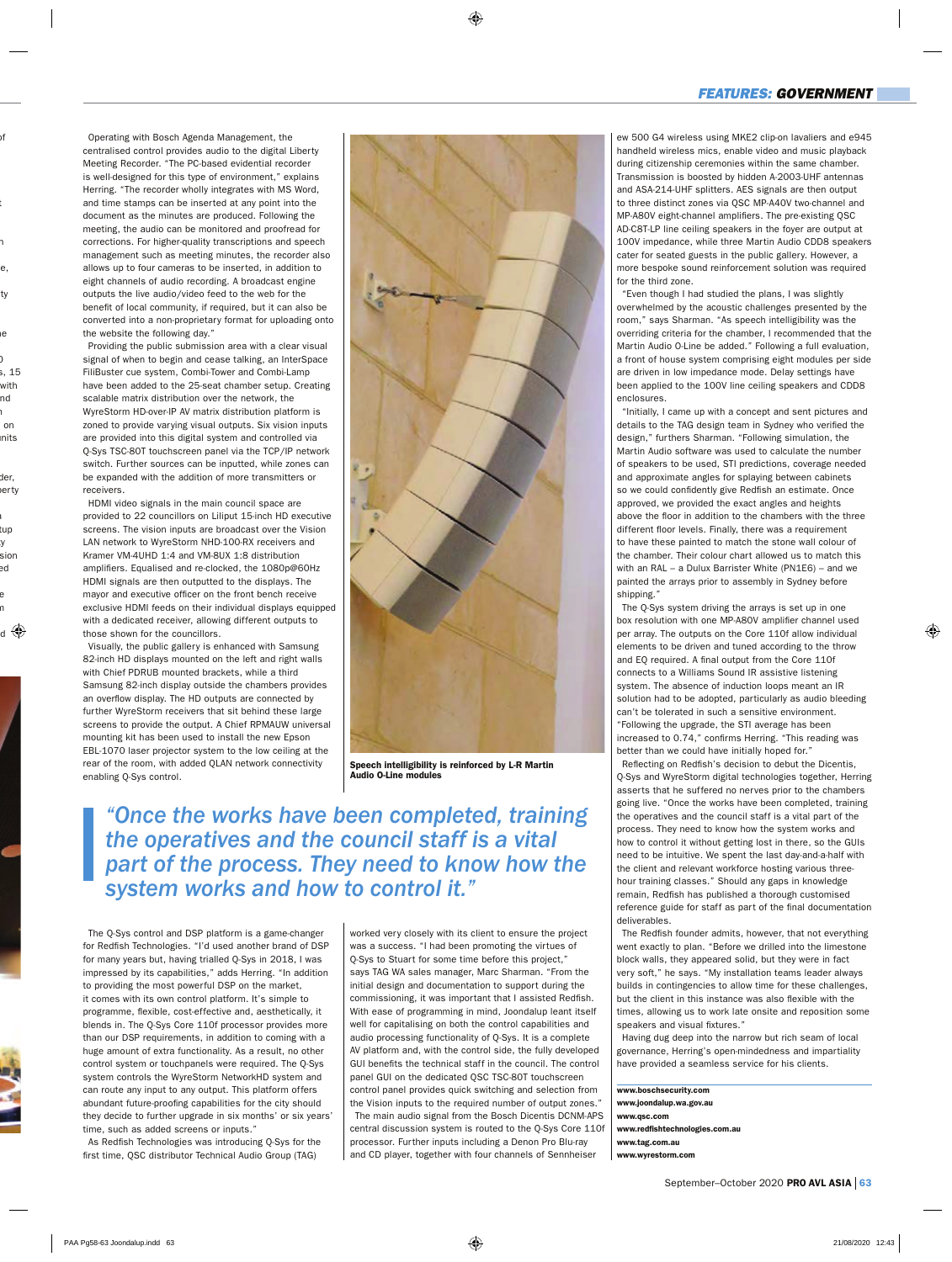Operating with Bosch Agenda Management, the centralised control provides audio to the digital Liberty Meeting Recorder. "The PC-based evidential recorder is well-designed for this type of environment," explains Herring. "The recorder wholly integrates with MS Word, and time stamps can be inserted at any point into the document as the minutes are produced. Following the meeting, the audio can be monitored and proofread for corrections. For higher-quality transcriptions and speech management such as meeting minutes, the recorder also allows up to four cameras to be inserted, in addition to eight channels of audio recording. A broadcast engine outputs the live audio/video feed to the web for the benefit of local community, if required, but it can also be converted into a non-proprietary format for uploading onto the website the following day."

Providing the public submission area with a clear visual signal of when to begin and cease talking, an InterSpace FiliBuster cue system, Combi-Tower and Combi-Lamp have been added to the 25-seat chamber setup. Creating scalable matrix distribution over the network, the WyreStorm HD-over-IP AV matrix distribution platform is zoned to provide varying visual outputs. Six vision inputs are provided into this digital system and controlled via Q-Sys TSC-80T touchscreen panel via the TCP/IP network switch. Further sources can be inputted, while zones can be expanded with the addition of more transmitters or receivers.

HDMI video signals in the main council space are provided to 22 councillors on Liliput 15-inch HD executive screens. The vision inputs are broadcast over the Vision LAN network to WyreStorm NHD-100-RX receivers and Kramer VM-4UHD 1:4 and VM-8UX 1:8 distribution amplifiers. Equalised and re-clocked, the 1080p@60Hz HDMI signals are then outputted to the displays. The mayor and executive officer on the front bench receive exclusive HDMI feeds on their individual displays equipped with a dedicated receiver, allowing different outputs to those shown for the councillors.

Visually, the public gallery is enhanced with Samsung 82-inch HD displays mounted on the left and right walls with Chief PDRUB mounted brackets, while a third Samsung 82-inch display outside the chambers provides an overflow display. The HD outputs are connected by further WyreStorm receivers that sit behind these large screens to provide the output. A Chief RPMAUW universal mounting kit has been used to install the new Epson EBL-1070 laser projector system to the low ceiling at the rear of the room, with added QLAN network connectivity enabling Q-Sys control.

Speech intelligibility is reinforced by L-R Martin Audio O-Line modules

> *"Once the works have been completed, training the operatives and the council staff is a vital part of the process. They need to know how the system works and how to control it."*

The Q-Sys control and DSP platform is a game-changer for Redfish Technologies. "I'd used another brand of DSP for many years but, having trialled Q-Sys in 2018, I was impressed by its capabilities," adds Herring. "In addition to providing the most powerful DSP on the market, it comes with its own control platform. It's simple to programme, flexible, cost-effective and, aesthetically, it blends in. The Q-Sys Core 110f processor provides more than our DSP requirements, in addition to coming with a huge amount of extra functionality. As a result, no other control system or touchpanels were required. The Q-Sys system controls the WyreStorm NetworkHD system and can route any input to any output. This platform offers abundant future-proofing capabilities for the city should they decide to further upgrade in six months' or six years' time, such as added screens or inputs."

As Redfish Technologies was introducing Q-Sys for the first time, QSC distributor Technical Audio Group (TAG) worked very closely with its client to ensure the project was a success. "I had been promoting the virtues of Q-Sys to Stuart for some time before this project," says TAG WA sales manager, Marc Sharman. "From the initial design and documentation to support during the commissioning, it was important that I assisted Redfish. With ease of programming in mind, Joondalup leant itself well for capitalising on both the control capabilities and audio processing functionality of Q-Sys. It is a complete AV platform and, with the control side, the fully developed GUI benefits the technical staff in the council. The control panel GUI on the dedicated QSC TSC-80T touchscreen control panel provides quick switching and selection from the Vision inputs to the required number of output zones."

The main audio signal from the Bosch Dicentis DCNM-APS central discussion system is routed to the Q-Sys Core 110f processor. Further inputs including a Denon Pro Blu-ray and CD player, together with four channels of Sennheiser ew 500 G4 wireless using MKE2 clip-on lavaliers and e945 handheld wireless mics, enable video and music playback during citizenship ceremonies within the same chamber. Transmission is boosted by hidden A-2003-UHF antennas and ASA-214-UHF splitters. AES signals are then output to three distinct zones via QSC MP-A40V two-channel and MP-A80V eight-channel amplifiers. The pre-existing QSC AD-C8T-LP line ceiling speakers in the foyer are output at 100V impedance, while three Martin Audio CDD8 speakers cater for seated guests in the public gallery. However, a more bespoke sound reinforcement solution was required for the third zone.

"Even though I had studied the plans, I was slightly overwhelmed by the acoustic challenges presented by the room," says Sharman. "As speech intelligibility was the overriding criteria for the chamber, I recommended that the Martin Audio O-Line be added." Following a full evaluation, a front of house system comprising eight modules per side are driven in low impedance mode. Delay settings have been applied to the 100V line ceiling speakers and CDD8 enclosures.

"Initially, I came up with a concept and sent pictures and details to the TAG design team in Sydney who verified the design," furthers Sharman. "Following simulation, the Martin Audio software was used to calculate the number of speakers to be used, STI predictions, coverage needed and approximate angles for splaying between cabinets so we could confidently give Redfish an estimate. Once approved, we provided the exact angles and heights above the floor in addition to the chambers with the three different floor levels. Finally, there was a requirement to have these painted to match the stone wall colour of the chamber. Their colour chart allowed us to match this with an RAL – a Dulux Barrier White (PN1E6) – and we painted the arrays prior to assembly in Sydney before shipping."

The Q-Sys system driving the arrays is set up in one box resolution with one MP-A80V amplifier channel used per array. The outputs on the Core 110f allow individual elements to be driven and tuned according to the throw and EQ required. A final output from the Core 110f connects to a Williams Sound IR assistive listening system. The absence of induction loops meant an IR solution had to be adopted, particularly as audio bleeding can't be tolerated in such a sensitive environment. "Following the upgrade, the STI average has been increased to 0.74," confirms Herring. "This reading was better than we could have initially hoped for."

Reflecting on Redfish's decision to debut the Dicentis, Q-Sys and WyreStorm digital technologies together, Herring asserts that he suffered no nerves prior to the chambers going live. "Once the works have been completed, training the operatives and the council staff is a vital part of the process. They need to know how the system works and how to control it without getting lost in there, so the GUIs need to be intuitive. We spent the last day-and-a-half with the client and relevant workforce hosting various three-hour training classes." Should any gaps in knowledge remain, Redfish has published a thorough customised reference guide for staff as part of the final documentation deliverables.

The Redfish founder admits, however, that not everything went exactly to plan. "Before we drilled into the limestone block walls, they appeared solid, but they were in fact very soft," he says. "My installation teams leader always builds in contingencies to allow time for these challenges, but the client in this instance was also flexible with the times, allowing us to work late onsite and reposition some speakers and visual fixtures."

Having dug deep into the narrow but rich seam of local governance, Herring's open-mindedness and impartiality have provided a seamless service for his clients.

**www.boschsecurity.com**
**www.joondalup.wa.gov.au**
**www.qsc.com**
**www.redfishtechnologies.com.au**
**www.tag.com.au**
**www.wyrestorm.com**